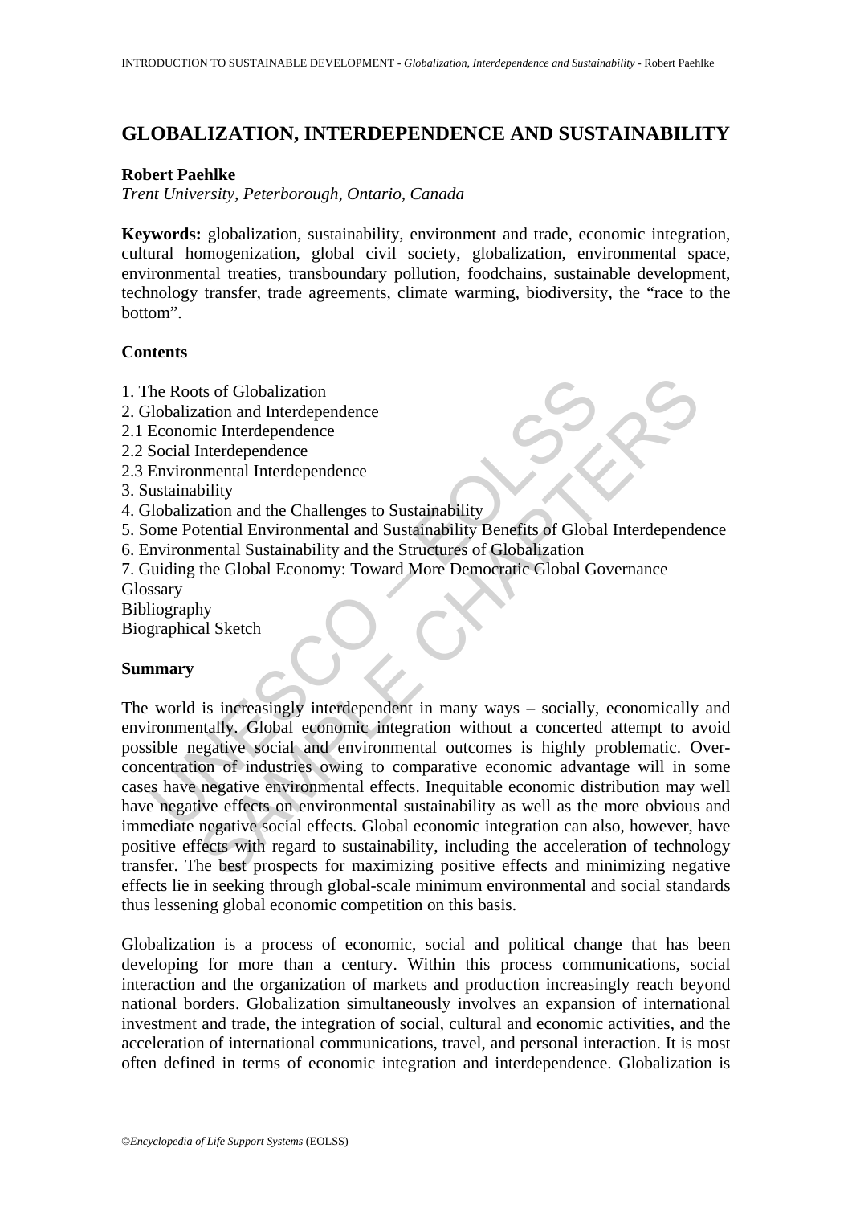# GLOBALIZATION, INTERDEPENDENCE AND SUSTAINABILITY

**Robert Paehlke**

*Trent University, Peterborough, Ontario, Canada*

**Keywords:** globalization, sustainability, environment and trade, economic integration, cultural homogenization, global civil society, globalization, environmental space, environmental treaties, transboundary pollution, foodchains, sustainable development, technology transfer, trade agreements, climate warming, biodiversity, the "race to the bottom".

## Contents

1. The Roots of Globalization
2. Globalization and Interdependence
2.1 Economic Interdependence
2.2 Social Interdependence
2.3 Environmental Interdependence
3. Sustainability
4. Globalization and the Challenges to Sustainability
5. Some Potential Environmental and Sustainability Benefits of Global Interdependence
6. Environmental Sustainability and the Structures of Globalization
7. Guiding the Global Economy: Toward More Democratic Global Governance
Glossary
Bibliography
Biographical Sketch

## Summary

The world is increasingly interdependent in many ways – socially, economically and environmentally. Global economic integration without a concerted attempt to avoid possible negative social and environmental outcomes is highly problematic. Over-concentration of industries owing to comparative economic advantage will in some cases have negative environmental effects. Inequitable economic distribution may well have negative effects on environmental sustainability as well as the more obvious and immediate negative social effects. Global economic integration can also, however, have positive effects with regard to sustainability, including the acceleration of technology transfer. The best prospects for maximizing positive effects and minimizing negative effects lie in seeking through global-scale minimum environmental and social standards thus lessening global economic competition on this basis.

Globalization is a process of economic, social and political change that has been developing for more than a century. Within this process communications, social interaction and the organization of markets and production increasingly reach beyond national borders. Globalization simultaneously involves an expansion of international investment and trade, the integration of social, cultural and economic activities, and the acceleration of international communications, travel, and personal interaction. It is most often defined in terms of economic integration and interdependence. Globalization is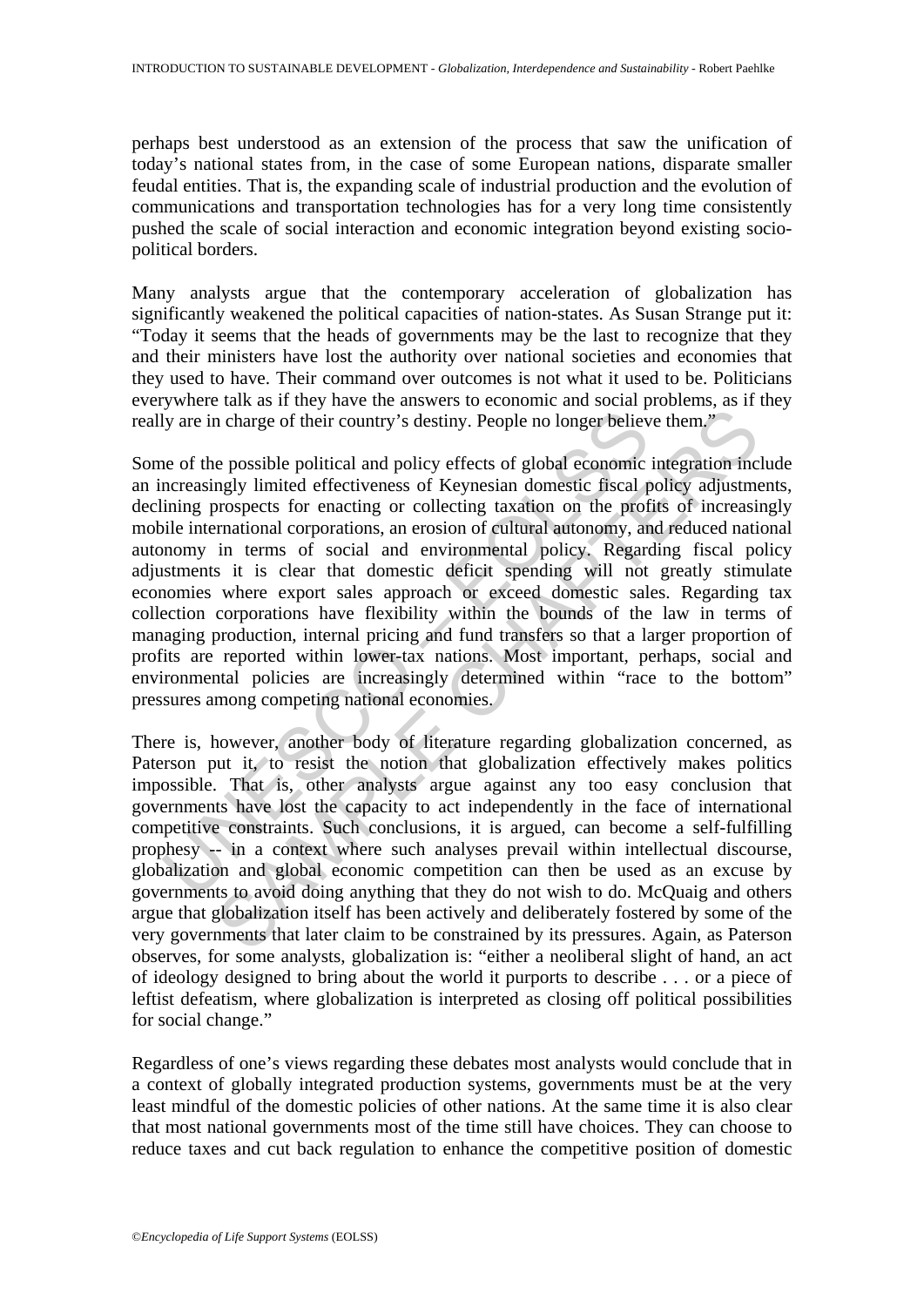perhaps best understood as an extension of the process that saw the unification of today's national states from, in the case of some European nations, disparate smaller feudal entities. That is, the expanding scale of industrial production and the evolution of communications and transportation technologies has for a very long time consistently pushed the scale of social interaction and economic integration beyond existing socio-political borders.

Many analysts argue that the contemporary acceleration of globalization has significantly weakened the political capacities of nation-states. As Susan Strange put it: "Today it seems that the heads of governments may be the last to recognize that they and their ministers have lost the authority over national societies and economies that they used to have. Their command over outcomes is not what it used to be. Politicians everywhere talk as if they have the answers to economic and social problems, as if they really are in charge of their country's destiny. People no longer believe them."

Some of the possible political and policy effects of global economic integration include an increasingly limited effectiveness of Keynesian domestic fiscal policy adjustments, declining prospects for enacting or collecting taxation on the profits of increasingly mobile international corporations, an erosion of cultural autonomy, and reduced national autonomy in terms of social and environmental policy. Regarding fiscal policy adjustments it is clear that domestic deficit spending will not greatly stimulate economies where export sales approach or exceed domestic sales. Regarding tax collection corporations have flexibility within the bounds of the law in terms of managing production, internal pricing and fund transfers so that a larger proportion of profits are reported within lower-tax nations. Most important, perhaps, social and environmental policies are increasingly determined within "race to the bottom" pressures among competing national economies.

There is, however, another body of literature regarding globalization concerned, as Paterson put it, to resist the notion that globalization effectively makes politics impossible. That is, other analysts argue against any too easy conclusion that governments have lost the capacity to act independently in the face of international competitive constraints. Such conclusions, it is argued, can become a self-fulfilling prophesy -- in a context where such analyses prevail within intellectual discourse, globalization and global economic competition can then be used as an excuse by governments to avoid doing anything that they do not wish to do. McQuaig and others argue that globalization itself has been actively and deliberately fostered by some of the very governments that later claim to be constrained by its pressures. Again, as Paterson observes, for some analysts, globalization is: "either a neoliberal slight of hand, an act of ideology designed to bring about the world it purports to describe . . . or a piece of leftist defeatism, where globalization is interpreted as closing off political possibilities for social change."

Regardless of one's views regarding these debates most analysts would conclude that in a context of globally integrated production systems, governments must be at the very least mindful of the domestic policies of other nations. At the same time it is also clear that most national governments most of the time still have choices. They can choose to reduce taxes and cut back regulation to enhance the competitive position of domestic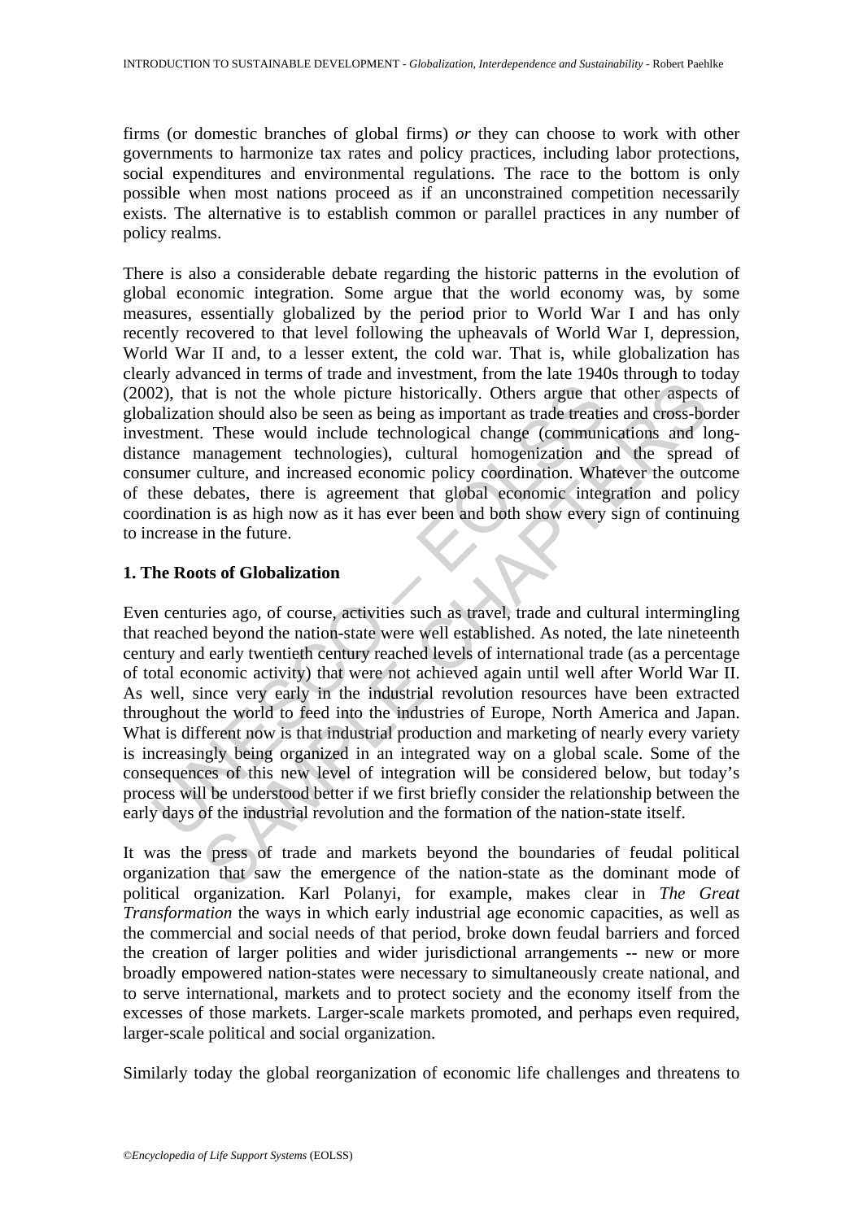firms (or domestic branches of global firms) *or* they can choose to work with other governments to harmonize tax rates and policy practices, including labor protections, social expenditures and environmental regulations. The race to the bottom is only possible when most nations proceed as if an unconstrained competition necessarily exists. The alternative is to establish common or parallel practices in any number of policy realms.

There is also a considerable debate regarding the historic patterns in the evolution of global economic integration. Some argue that the world economy was, by some measures, essentially globalized by the period prior to World War I and has only recently recovered to that level following the upheavals of World War I, depression, World War II and, to a lesser extent, the cold war. That is, while globalization has clearly advanced in terms of trade and investment, from the late 1940s through to today (2002), that is not the whole picture historically. Others argue that other aspects of globalization should also be seen as being as important as trade treaties and cross-border investment. These would include technological change (communications and long-distance management technologies), cultural homogenization and the spread of consumer culture, and increased economic policy coordination. Whatever the outcome of these debates, there is agreement that global economic integration and policy coordination is as high now as it has ever been and both show every sign of continuing to increase in the future.

## 1. The Roots of Globalization

Even centuries ago, of course, activities such as travel, trade and cultural intermingling that reached beyond the nation-state were well established. As noted, the late nineteenth century and early twentieth century reached levels of international trade (as a percentage of total economic activity) that were not achieved again until well after World War II. As well, since very early in the industrial revolution resources have been extracted throughout the world to feed into the industries of Europe, North America and Japan. What is different now is that industrial production and marketing of nearly every variety is increasingly being organized in an integrated way on a global scale. Some of the consequences of this new level of integration will be considered below, but today's process will be understood better if we first briefly consider the relationship between the early days of the industrial revolution and the formation of the nation-state itself.

It was the press of trade and markets beyond the boundaries of feudal political organization that saw the emergence of the nation-state as the dominant mode of political organization. Karl Polanyi, for example, makes clear in *The Great Transformation* the ways in which early industrial age economic capacities, as well as the commercial and social needs of that period, broke down feudal barriers and forced the creation of larger polities and wider jurisdictional arrangements -- new or more broadly empowered nation-states were necessary to simultaneously create national, and to serve international, markets and to protect society and the economy itself from the excesses of those markets. Larger-scale markets promoted, and perhaps even required, larger-scale political and social organization.

Similarly today the global reorganization of economic life challenges and threatens to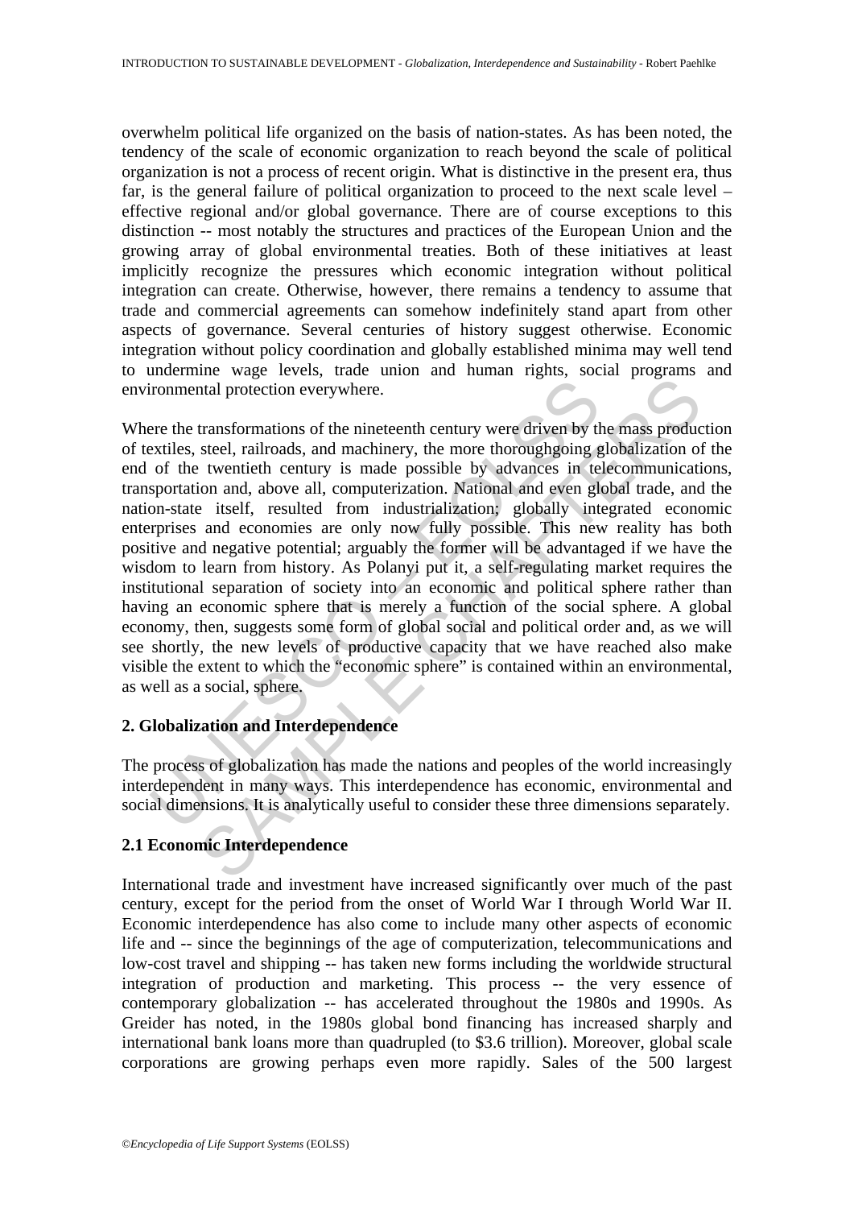overwhelm political life organized on the basis of nation-states. As has been noted, the tendency of the scale of economic organization to reach beyond the scale of political organization is not a process of recent origin. What is distinctive in the present era, thus far, is the general failure of political organization to proceed to the next scale level – effective regional and/or global governance. There are of course exceptions to this distinction -- most notably the structures and practices of the European Union and the growing array of global environmental treaties. Both of these initiatives at least implicitly recognize the pressures which economic integration without political integration can create. Otherwise, however, there remains a tendency to assume that trade and commercial agreements can somehow indefinitely stand apart from other aspects of governance. Several centuries of history suggest otherwise. Economic integration without policy coordination and globally established minima may well tend to undermine wage levels, trade union and human rights, social programs and environmental protection everywhere.

Where the transformations of the nineteenth century were driven by the mass production of textiles, steel, railroads, and machinery, the more thoroughgoing globalization of the end of the twentieth century is made possible by advances in telecommunications, transportation and, above all, computerization. National and even global trade, and the nation-state itself, resulted from industrialization; globally integrated economic enterprises and economies are only now fully possible. This new reality has both positive and negative potential; arguably the former will be advantaged if we have the wisdom to learn from history. As Polanyi put it, a self-regulating market requires the institutional separation of society into an economic and political sphere rather than having an economic sphere that is merely a function of the social sphere. A global economy, then, suggests some form of global social and political order and, as we will see shortly, the new levels of productive capacity that we have reached also make visible the extent to which the "economic sphere" is contained within an environmental, as well as a social, sphere.

## 2. Globalization and Interdependence

The process of globalization has made the nations and peoples of the world increasingly interdependent in many ways. This interdependence has economic, environmental and social dimensions. It is analytically useful to consider these three dimensions separately.

### 2.1 Economic Interdependence

International trade and investment have increased significantly over much of the past century, except for the period from the onset of World War I through World War II. Economic interdependence has also come to include many other aspects of economic life and -- since the beginnings of the age of computerization, telecommunications and low-cost travel and shipping -- has taken new forms including the worldwide structural integration of production and marketing. This process -- the very essence of contemporary globalization -- has accelerated throughout the 1980s and 1990s. As Greider has noted, in the 1980s global bond financing has increased sharply and international bank loans more than quadrupled (to $3.6 trillion). Moreover, global scale corporations are growing perhaps even more rapidly. Sales of the 500 largest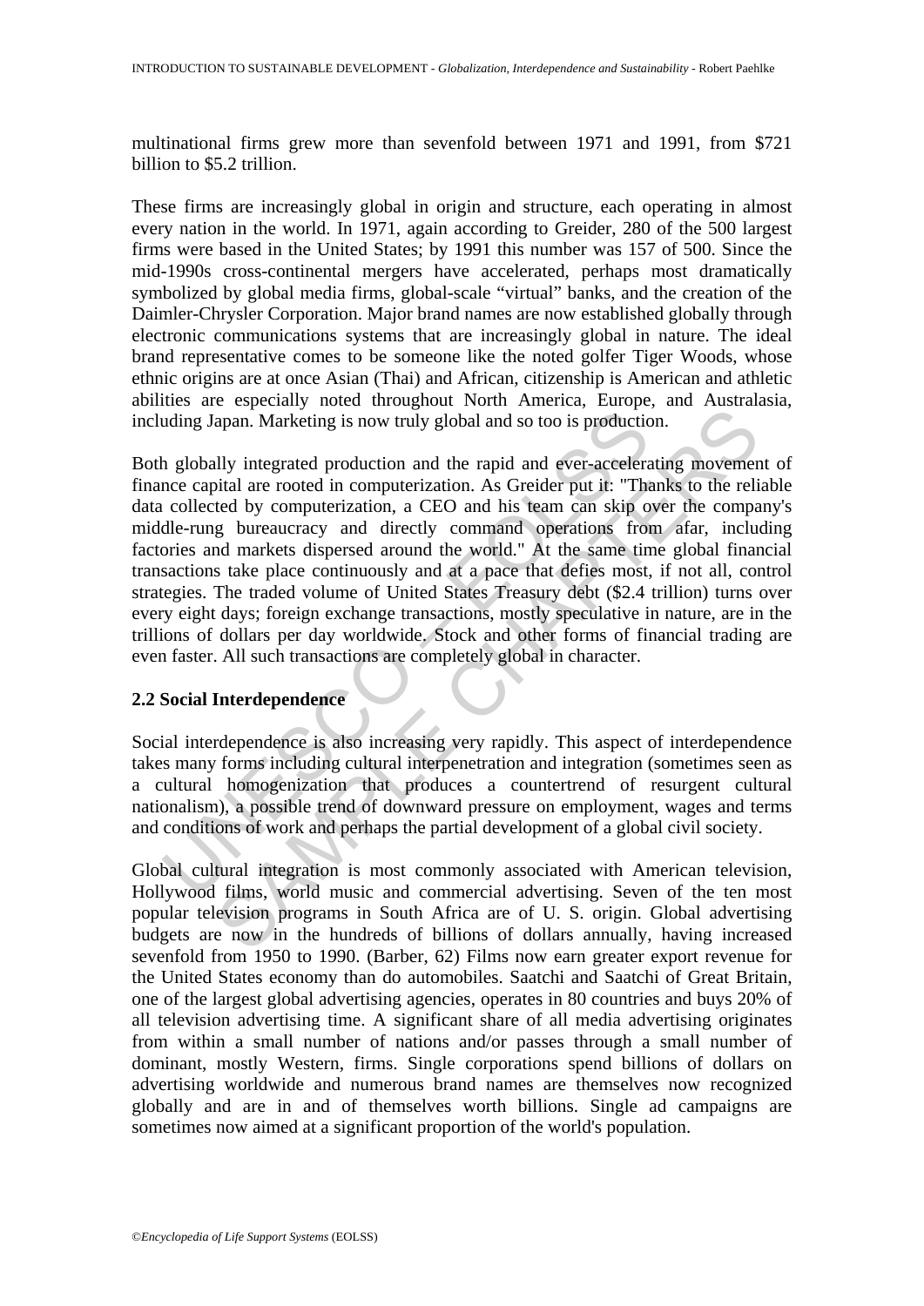multinational firms grew more than sevenfold between 1971 and 1991, from $721 billion to $5.2 trillion.

These firms are increasingly global in origin and structure, each operating in almost every nation in the world. In 1971, again according to Greider, 280 of the 500 largest firms were based in the United States; by 1991 this number was 157 of 500. Since the mid-1990s cross-continental mergers have accelerated, perhaps most dramatically symbolized by global media firms, global-scale "virtual" banks, and the creation of the Daimler-Chrysler Corporation. Major brand names are now established globally through electronic communications systems that are increasingly global in nature. The ideal brand representative comes to be someone like the noted golfer Tiger Woods, whose ethnic origins are at once Asian (Thai) and African, citizenship is American and athletic abilities are especially noted throughout North America, Europe, and Australasia, including Japan. Marketing is now truly global and so too is production.

Both globally integrated production and the rapid and ever-accelerating movement of finance capital are rooted in computerization. As Greider put it: "Thanks to the reliable data collected by computerization, a CEO and his team can skip over the company's middle-rung bureaucracy and directly command operations from afar, including factories and markets dispersed around the world." At the same time global financial transactions take place continuously and at a pace that defies most, if not all, control strategies. The traded volume of United States Treasury debt ($2.4 trillion) turns over every eight days; foreign exchange transactions, mostly speculative in nature, are in the trillions of dollars per day worldwide. Stock and other forms of financial trading are even faster. All such transactions are completely global in character.

## 2.2 Social Interdependence

Social interdependence is also increasing very rapidly. This aspect of interdependence takes many forms including cultural interpenetration and integration (sometimes seen as a cultural homogenization that produces a countertrend of resurgent cultural nationalism), a possible trend of downward pressure on employment, wages and terms and conditions of work and perhaps the partial development of a global civil society.

Global cultural integration is most commonly associated with American television, Hollywood films, world music and commercial advertising. Seven of the ten most popular television programs in South Africa are of U. S. origin. Global advertising budgets are now in the hundreds of billions of dollars annually, having increased sevenfold from 1950 to 1990. (Barber, 62) Films now earn greater export revenue for the United States economy than do automobiles. Saatchi and Saatchi of Great Britain, one of the largest global advertising agencies, operates in 80 countries and buys 20% of all television advertising time. A significant share of all media advertising originates from within a small number of nations and/or passes through a small number of dominant, mostly Western, firms. Single corporations spend billions of dollars on advertising worldwide and numerous brand names are themselves now recognized globally and are in and of themselves worth billions. Single ad campaigns are sometimes now aimed at a significant proportion of the world's population.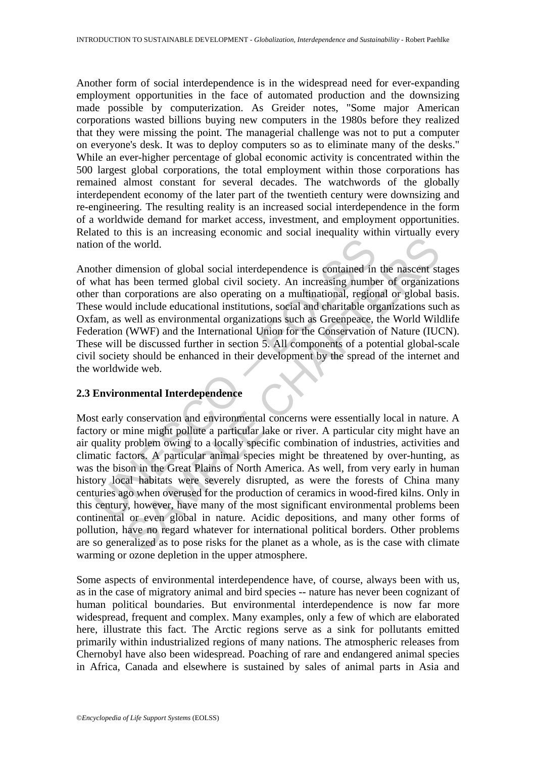Another form of social interdependence is in the widespread need for ever-expanding employment opportunities in the face of automated production and the downsizing made possible by computerization. As Greider notes, "Some major American corporations wasted billions buying new computers in the 1980s before they realized that they were missing the point. The managerial challenge was not to put a computer on everyone's desk. It was to deploy computers so as to eliminate many of the desks." While an ever-higher percentage of global economic activity is concentrated within the 500 largest global corporations, the total employment within those corporations has remained almost constant for several decades. The watchwords of the globally interdependent economy of the later part of the twentieth century were downsizing and re-engineering. The resulting reality is an increased social interdependence in the form of a worldwide demand for market access, investment, and employment opportunities. Related to this is an increasing economic and social inequality within virtually every nation of the world.

Another dimension of global social interdependence is contained in the nascent stages of what has been termed global civil society. An increasing number of organizations other than corporations are also operating on a multinational, regional or global basis. These would include educational institutions, social and charitable organizations such as Oxfam, as well as environmental organizations such as Greenpeace, the World Wildlife Federation (WWF) and the International Union for the Conservation of Nature (IUCN). These will be discussed further in section 5. All components of a potential global-scale civil society should be enhanced in their development by the spread of the internet and the worldwide web.

### 2.3 Environmental Interdependence

Most early conservation and environmental concerns were essentially local in nature. A factory or mine might pollute a particular lake or river. A particular city might have an air quality problem owing to a locally specific combination of industries, activities and climatic factors. A particular animal species might be threatened by over-hunting, as was the bison in the Great Plains of North America. As well, from very early in human history local habitats were severely disrupted, as were the forests of China many centuries ago when overused for the production of ceramics in wood-fired kilns. Only in this century, however, have many of the most significant environmental problems been continental or even global in nature. Acidic depositions, and many other forms of pollution, have no regard whatever for international political borders. Other problems are so generalized as to pose risks for the planet as a whole, as is the case with climate warming or ozone depletion in the upper atmosphere.

Some aspects of environmental interdependence have, of course, always been with us, as in the case of migratory animal and bird species -- nature has never been cognizant of human political boundaries. But environmental interdependence is now far more widespread, frequent and complex. Many examples, only a few of which are elaborated here, illustrate this fact. The Arctic regions serve as a sink for pollutants emitted primarily within industrialized regions of many nations. The atmospheric releases from Chernobyl have also been widespread. Poaching of rare and endangered animal species in Africa, Canada and elsewhere is sustained by sales of animal parts in Asia and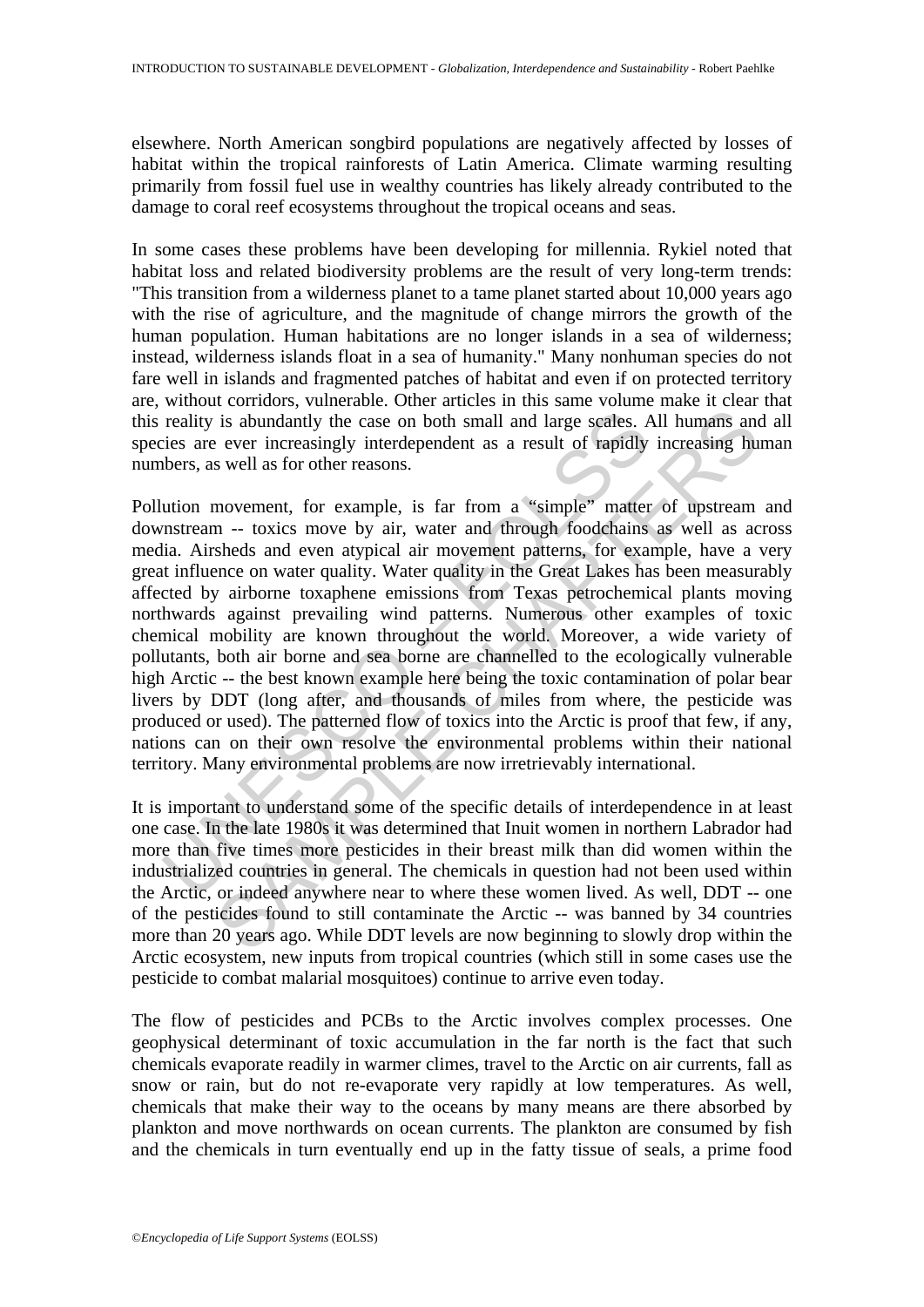elsewhere. North American songbird populations are negatively affected by losses of habitat within the tropical rainforests of Latin America. Climate warming resulting primarily from fossil fuel use in wealthy countries has likely already contributed to the damage to coral reef ecosystems throughout the tropical oceans and seas.

In some cases these problems have been developing for millennia. Rykiel noted that habitat loss and related biodiversity problems are the result of very long-term trends: "This transition from a wilderness planet to a tame planet started about 10,000 years ago with the rise of agriculture, and the magnitude of change mirrors the growth of the human population. Human habitations are no longer islands in a sea of wilderness; instead, wilderness islands float in a sea of humanity." Many nonhuman species do not fare well in islands and fragmented patches of habitat and even if on protected territory are, without corridors, vulnerable. Other articles in this same volume make it clear that this reality is abundantly the case on both small and large scales. All humans and all species are ever increasingly interdependent as a result of rapidly increasing human numbers, as well as for other reasons.

Pollution movement, for example, is far from a "simple" matter of upstream and downstream -- toxics move by air, water and through foodchains as well as across media. Airsheds and even atypical air movement patterns, for example, have a very great influence on water quality. Water quality in the Great Lakes has been measurably affected by airborne toxaphene emissions from Texas petrochemical plants moving northwards against prevailing wind patterns. Numerous other examples of toxic chemical mobility are known throughout the world. Moreover, a wide variety of pollutants, both air borne and sea borne are channelled to the ecologically vulnerable high Arctic -- the best known example here being the toxic contamination of polar bear livers by DDT (long after, and thousands of miles from where, the pesticide was produced or used). The patterned flow of toxics into the Arctic is proof that few, if any, nations can on their own resolve the environmental problems within their national territory. Many environmental problems are now irretrievably international.

It is important to understand some of the specific details of interdependence in at least one case. In the late 1980s it was determined that Inuit women in northern Labrador had more than five times more pesticides in their breast milk than did women within the industrialized countries in general. The chemicals in question had not been used within the Arctic, or indeed anywhere near to where these women lived. As well, DDT -- one of the pesticides found to still contaminate the Arctic -- was banned by 34 countries more than 20 years ago. While DDT levels are now beginning to slowly drop within the Arctic ecosystem, new inputs from tropical countries (which still in some cases use the pesticide to combat malarial mosquitoes) continue to arrive even today.

The flow of pesticides and PCBs to the Arctic involves complex processes. One geophysical determinant of toxic accumulation in the far north is the fact that such chemicals evaporate readily in warmer climes, travel to the Arctic on air currents, fall as snow or rain, but do not re-evaporate very rapidly at low temperatures. As well, chemicals that make their way to the oceans by many means are there absorbed by plankton and move northwards on ocean currents. The plankton are consumed by fish and the chemicals in turn eventually end up in the fatty tissue of seals, a prime food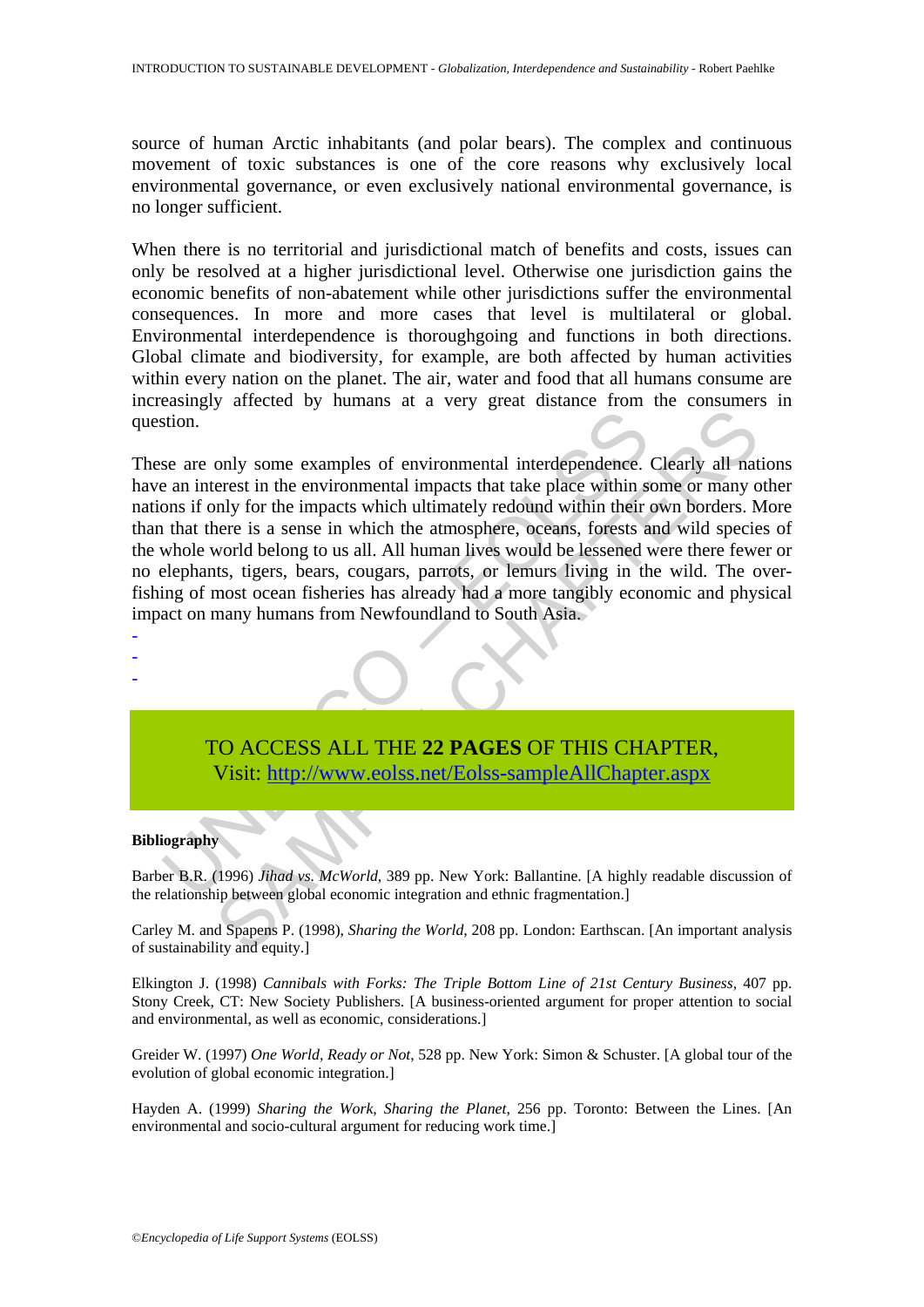source of human Arctic inhabitants (and polar bears). The complex and continuous movement of toxic substances is one of the core reasons why exclusively local environmental governance, or even exclusively national environmental governance, is no longer sufficient.

When there is no territorial and jurisdictional match of benefits and costs, issues can only be resolved at a higher jurisdictional level. Otherwise one jurisdiction gains the economic benefits of non-abatement while other jurisdictions suffer the environmental consequences. In more and more cases that level is multilateral or global. Environmental interdependence is thoroughgoing and functions in both directions. Global climate and biodiversity, for example, are both affected by human activities within every nation on the planet. The air, water and food that all humans consume are increasingly affected by humans at a very great distance from the consumers in question.

These are only some examples of environmental interdependence. Clearly all nations have an interest in the environmental impacts that take place within some or many other nations if only for the impacts which ultimately redound within their own borders. More than that there is a sense in which the atmosphere, oceans, forests and wild species of the whole world belong to us all. All human lives would be lessened were there fewer or no elephants, tigers, bears, cougars, parrots, or lemurs living in the wild. The over-fishing of most ocean fisheries has already had a more tangibly economic and physical impact on many humans from Newfoundland to South Asia.

-
-
-

TO ACCESS ALL THE **22 PAGES** OF THIS CHAPTER,
Visit: http://www.eolss.net/Eolss-sampleAllChapter.aspx

**Bibliography**

Barber B.R. (1996) *Jihad vs. McWorld*, 389 pp. New York: Ballantine. [A highly readable discussion of the relationship between global economic integration and ethnic fragmentation.]

Carley M. and Spapens P. (1998), *Sharing the World*, 208 pp. London: Earthscan. [An important analysis of sustainability and equity.]

Elkington J. (1998) *Cannibals with Forks: The Triple Bottom Line of 21st Century Business*, 407 pp. Stony Creek, CT: New Society Publishers. [A business-oriented argument for proper attention to social and environmental, as well as economic, considerations.]

Greider W. (1997) *One World, Ready or Not*, 528 pp. New York: Simon & Schuster. [A global tour of the evolution of global economic integration.]

Hayden A. (1999) *Sharing the Work, Sharing the Planet*, 256 pp. Toronto: Between the Lines. [An environmental and socio-cultural argument for reducing work time.]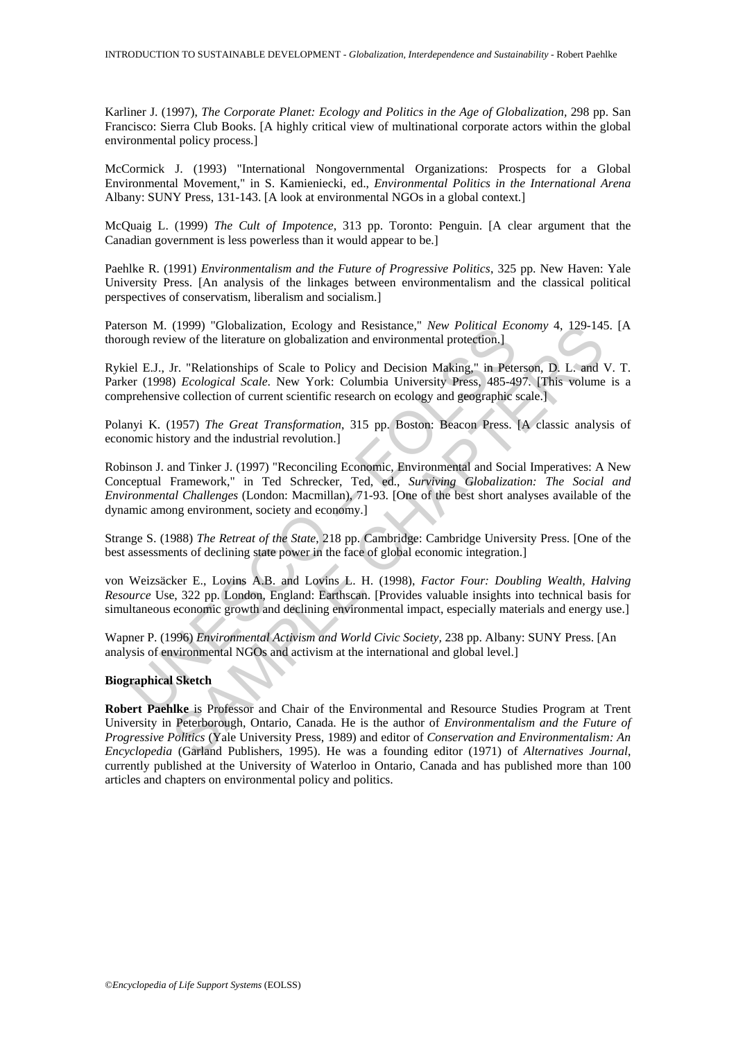Karliner J. (1997), *The Corporate Planet: Ecology and Politics in the Age of Globalization,* 298 pp. San Francisco: Sierra Club Books. [A highly critical view of multinational corporate actors within the global environmental policy process.]

McCormick J. (1993) "International Nongovernmental Organizations: Prospects for a Global Environmental Movement," in S. Kamieniecki, ed., *Environmental Politics in the International Arena* Albany: SUNY Press, 131-143. [A look at environmental NGOs in a global context.]

McQuaig L. (1999) *The Cult of Impotence*, 313 pp. Toronto: Penguin. [A clear argument that the Canadian government is less powerless than it would appear to be.]

Paehlke R. (1991) *Environmentalism and the Future of Progressive Politics*, 325 pp. New Haven: Yale University Press. [An analysis of the linkages between environmentalism and the classical political perspectives of conservatism, liberalism and socialism.]

Paterson M. (1999) "Globalization, Ecology and Resistance," *New Political Economy* 4, 129-145. [A thorough review of the literature on globalization and environmental protection.]

Rykiel E.J., Jr. "Relationships of Scale to Policy and Decision Making," in Peterson, D. L. and V. T. Parker (1998) *Ecological Scale*. New York: Columbia University Press, 485-497. [This volume is a comprehensive collection of current scientific research on ecology and geographic scale.]

Polanyi K. (1957) *The Great Transformation*, 315 pp. Boston: Beacon Press. [A classic analysis of economic history and the industrial revolution.]

Robinson J. and Tinker J. (1997) "Reconciling Economic, Environmental and Social Imperatives: A New Conceptual Framework," in Ted Schrecker, Ted, ed., *Surviving Globalization: The Social and Environmental Challenges* (London: Macmillan), 71-93. [One of the best short analyses available of the dynamic among environment, society and economy.]

Strange S. (1988) *The Retreat of the State*, 218 pp. Cambridge: Cambridge University Press. [One of the best assessments of declining state power in the face of global economic integration.]

von Weizsäcker E., Lovins A.B. and Lovins L. H. (1998), *Factor Four: Doubling Wealth, Halving Resource* Use, 322 pp. London, England: Earthscan. [Provides valuable insights into technical basis for simultaneous economic growth and declining environmental impact, especially materials and energy use.]

Wapner P. (1996) *Environmental Activism and World Civic Society*, 238 pp. Albany: SUNY Press. [An analysis of environmental NGOs and activism at the international and global level.]

**Biographical Sketch**

**Robert Paehlke** is Professor and Chair of the Environmental and Resource Studies Program at Trent University in Peterborough, Ontario, Canada. He is the author of *Environmentalism and the Future of Progressive Politics* (Yale University Press, 1989) and editor of *Conservation and Environmentalism: An Encyclopedia* (Garland Publishers, 1995). He was a founding editor (1971) of *Alternatives Journal*, currently published at the University of Waterloo in Ontario, Canada and has published more than 100 articles and chapters on environmental policy and politics.